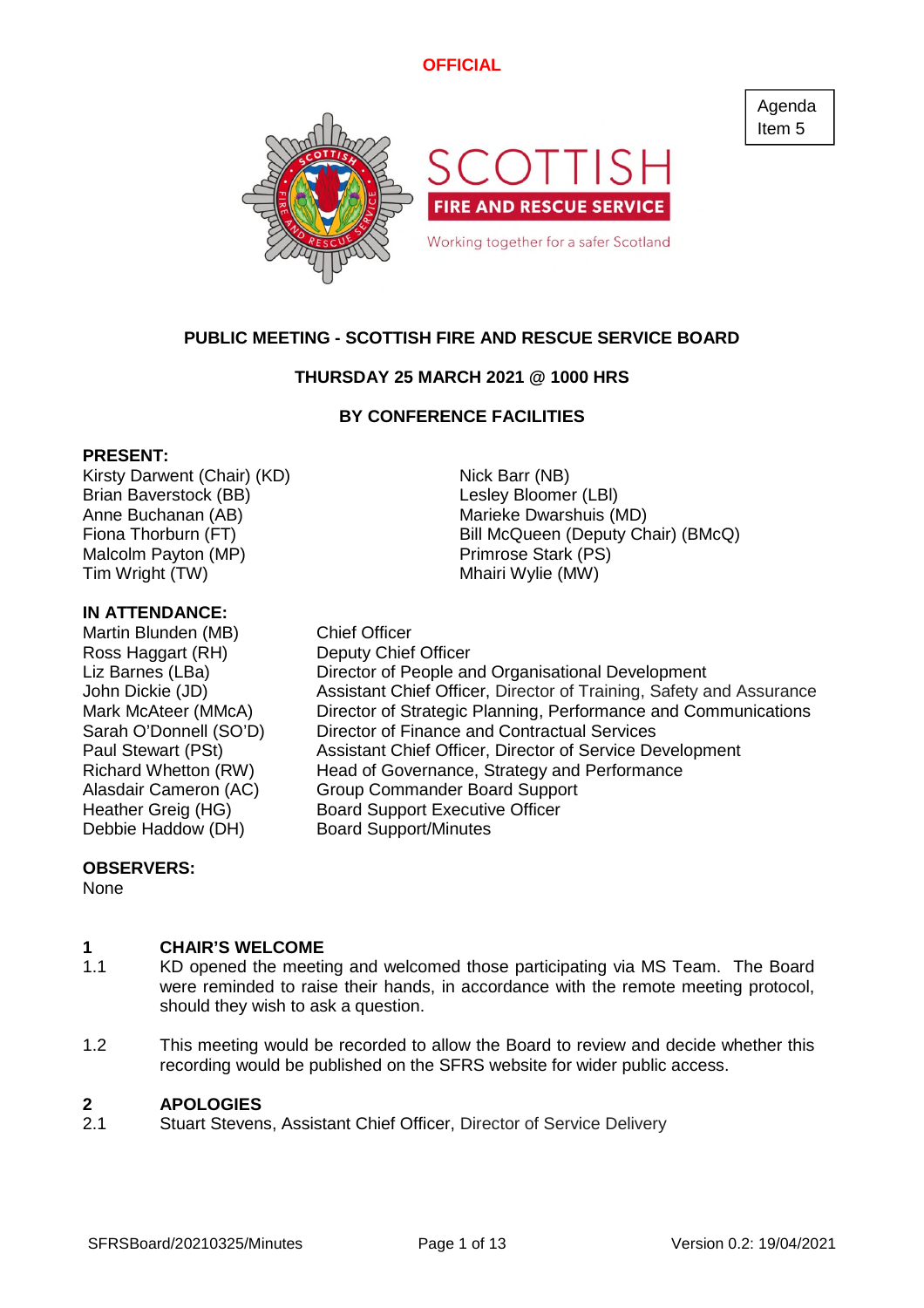OFFICIAL

Agenda Item 5

SCOTTISH FIRE AND RESCUE SERVICE

Working together for a safer Scotland

# PUBLIC MEETING - SCOTTISH FIRE AND RESCUE SERVICE BOARD

## THURSDAY 25 MARCH 2021 @ 1000 HRS

## BY CONFERENCE FACILITIES

**PRESENT:**

Kirsty Darwent (Chair) (KD)
Brian Baverstock (BB)
Anne Buchanan (AB)
Fiona Thorburn (FT)
Malcolm Payton (MP)
Tim Wright (TW)
Nick Barr (NB)
Lesley Bloomer (LBl)
Marieke Dwarshuis (MD)
Bill McQueen (Deputy Chair) (BMcQ)
Primrose Stark (PS)
Mhairi Wylie (MW)

**IN ATTENDANCE:**

| | |
|---|---|
| Martin Blunden (MB) | Chief Officer |
| Ross Haggart (RH) | Deputy Chief Officer |
| Liz Barnes (LBa) | Director of People and Organisational Development |
| John Dickie (JD) | Assistant Chief Officer, Director of Training, Safety and Assurance |
| Mark McAteer (MMcA) | Director of Strategic Planning, Performance and Communications |
| Sarah O'Donnell (SO'D) | Director of Finance and Contractual Services |
| Paul Stewart (PSt) | Assistant Chief Officer, Director of Service Development |
| Richard Whetton (RW) | Head of Governance, Strategy and Performance |
| Alasdair Cameron (AC) | Group Commander Board Support |
| Heather Greig (HG) | Board Support Executive Officer |
| Debbie Haddow (DH) | Board Support/Minutes |

**OBSERVERS:**

None

## 1 CHAIR'S WELCOME

1.1 KD opened the meeting and welcomed those participating via MS Team. The Board were reminded to raise their hands, in accordance with the remote meeting protocol, should they wish to ask a question.

1.2 This meeting would be recorded to allow the Board to review and decide whether this recording would be published on the SFRS website for wider public access.

## 2 APOLOGIES

2.1 Stuart Stevens, Assistant Chief Officer, Director of Service Delivery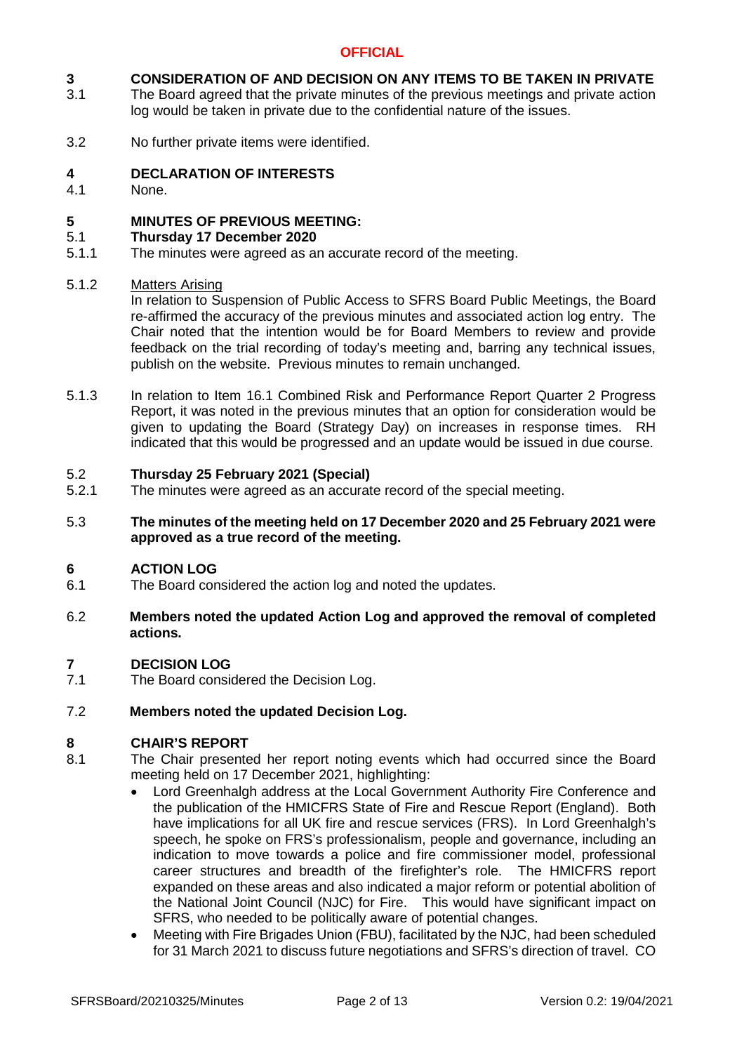**OFFICIAL**

**3 CONSIDERATION OF AND DECISION ON ANY ITEMS TO BE TAKEN IN PRIVATE**

3.1 The Board agreed that the private minutes of the previous meetings and private action log would be taken in private due to the confidential nature of the issues.

3.2 No further private items were identified.

**4 DECLARATION OF INTERESTS**

4.1 None.

**5 MINUTES OF PREVIOUS MEETING:**

5.1 **Thursday 17 December 2020**

5.1.1 The minutes were agreed as an accurate record of the meeting.

5.1.2 <u>Matters Arising</u>
In relation to Suspension of Public Access to SFRS Board Public Meetings, the Board re-affirmed the accuracy of the previous minutes and associated action log entry. The Chair noted that the intention would be for Board Members to review and provide feedback on the trial recording of today's meeting and, barring any technical issues, publish on the website. Previous minutes to remain unchanged.

5.1.3 In relation to Item 16.1 Combined Risk and Performance Report Quarter 2 Progress Report, it was noted in the previous minutes that an option for consideration would be given to updating the Board (Strategy Day) on increases in response times. RH indicated that this would be progressed and an update would be issued in due course.

5.2 **Thursday 25 February 2021 (Special)**

5.2.1 The minutes were agreed as an accurate record of the special meeting.

5.3 **The minutes of the meeting held on 17 December 2020 and 25 February 2021 were approved as a true record of the meeting.**

**6 ACTION LOG**

6.1 The Board considered the action log and noted the updates.

6.2 **Members noted the updated Action Log and approved the removal of completed actions.**

**7 DECISION LOG**

7.1 The Board considered the Decision Log.

7.2 **Members noted the updated Decision Log.**

**8 CHAIR'S REPORT**

8.1 The Chair presented her report noting events which had occurred since the Board meeting held on 17 December 2021, highlighting:

- Lord Greenhalgh address at the Local Government Authority Fire Conference and the publication of the HMICFRS State of Fire and Rescue Report (England). Both have implications for all UK fire and rescue services (FRS). In Lord Greenhalgh's speech, he spoke on FRS's professionalism, people and governance, including an indication to move towards a police and fire commissioner model, professional career structures and breadth of the firefighter's role. The HMICFRS report expanded on these areas and also indicated a major reform or potential abolition of the National Joint Council (NJC) for Fire. This would have significant impact on SFRS, who needed to be politically aware of potential changes.
- Meeting with Fire Brigades Union (FBU), facilitated by the NJC, had been scheduled for 31 March 2021 to discuss future negotiations and SFRS's direction of travel. CO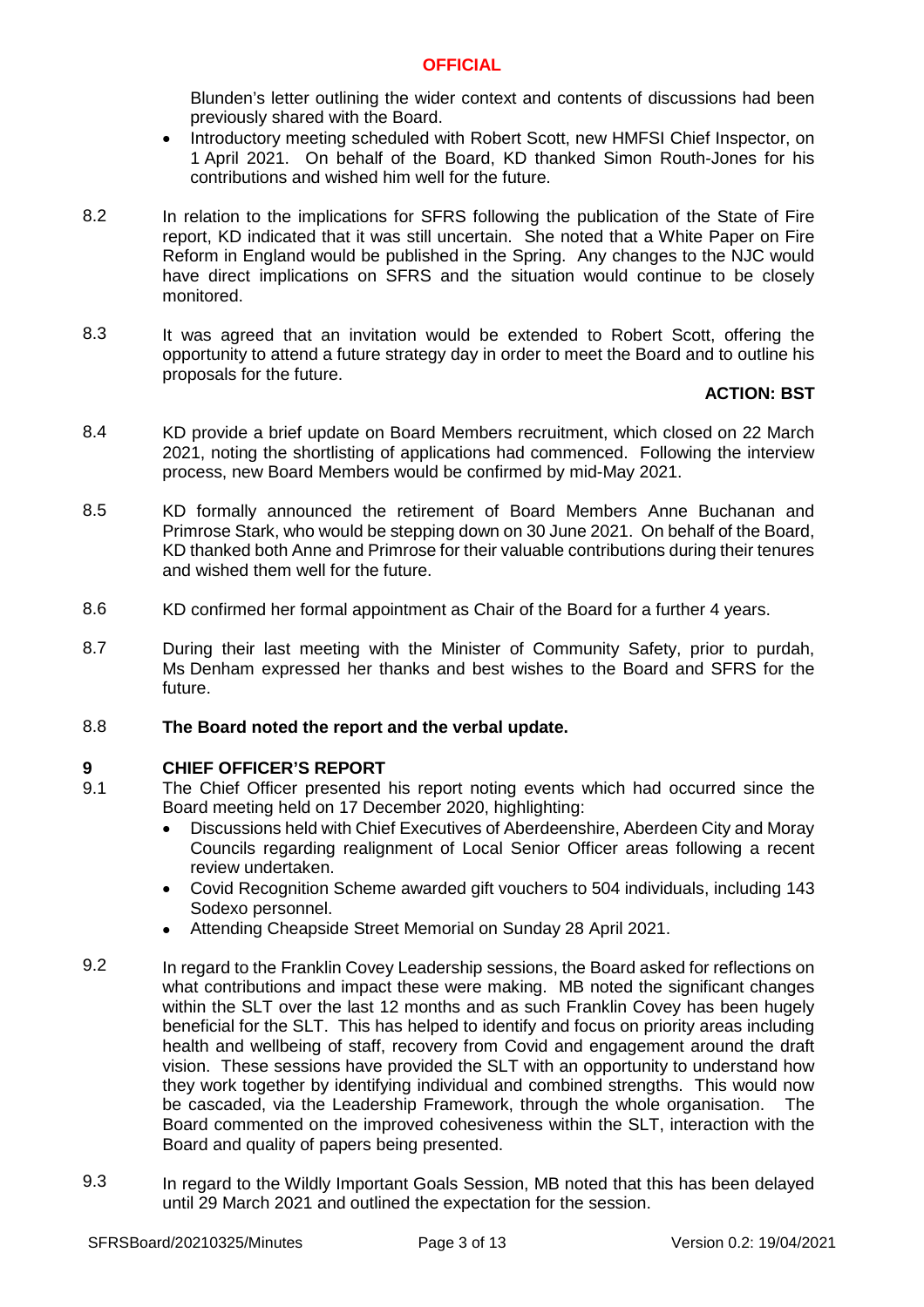Blunden's letter outlining the wider context and contents of discussions had been previously shared with the Board.

- Introductory meeting scheduled with Robert Scott, new HMFSI Chief Inspector, on 1 April 2021. On behalf of the Board, KD thanked Simon Routh-Jones for his contributions and wished him well for the future.

8.2 In relation to the implications for SFRS following the publication of the State of Fire report, KD indicated that it was still uncertain. She noted that a White Paper on Fire Reform in England would be published in the Spring. Any changes to the NJC would have direct implications on SFRS and the situation would continue to be closely monitored.

8.3 It was agreed that an invitation would be extended to Robert Scott, offering the opportunity to attend a future strategy day in order to meet the Board and to outline his proposals for the future.

**ACTION: BST**

8.4 KD provide a brief update on Board Members recruitment, which closed on 22 March 2021, noting the shortlisting of applications had commenced. Following the interview process, new Board Members would be confirmed by mid-May 2021.

8.5 KD formally announced the retirement of Board Members Anne Buchanan and Primrose Stark, who would be stepping down on 30 June 2021. On behalf of the Board, KD thanked both Anne and Primrose for their valuable contributions during their tenures and wished them well for the future.

8.6 KD confirmed her formal appointment as Chair of the Board for a further 4 years.

8.7 During their last meeting with the Minister of Community Safety, prior to purdah, Ms Denham expressed her thanks and best wishes to the Board and SFRS for the future.

8.8 **The Board noted the report and the verbal update.**

## 9 CHIEF OFFICER'S REPORT

9.1 The Chief Officer presented his report noting events which had occurred since the Board meeting held on 17 December 2020, highlighting:

- Discussions held with Chief Executives of Aberdeenshire, Aberdeen City and Moray Councils regarding realignment of Local Senior Officer areas following a recent review undertaken.
- Covid Recognition Scheme awarded gift vouchers to 504 individuals, including 143 Sodexo personnel.
- Attending Cheapside Street Memorial on Sunday 28 April 2021.

9.2 In regard to the Franklin Covey Leadership sessions, the Board asked for reflections on what contributions and impact these were making. MB noted the significant changes within the SLT over the last 12 months and as such Franklin Covey has been hugely beneficial for the SLT. This has helped to identify and focus on priority areas including health and wellbeing of staff, recovery from Covid and engagement around the draft vision. These sessions have provided the SLT with an opportunity to understand how they work together by identifying individual and combined strengths. This would now be cascaded, via the Leadership Framework, through the whole organisation. The Board commented on the improved cohesiveness within the SLT, interaction with the Board and quality of papers being presented.

9.3 In regard to the Wildly Important Goals Session, MB noted that this has been delayed until 29 March 2021 and outlined the expectation for the session.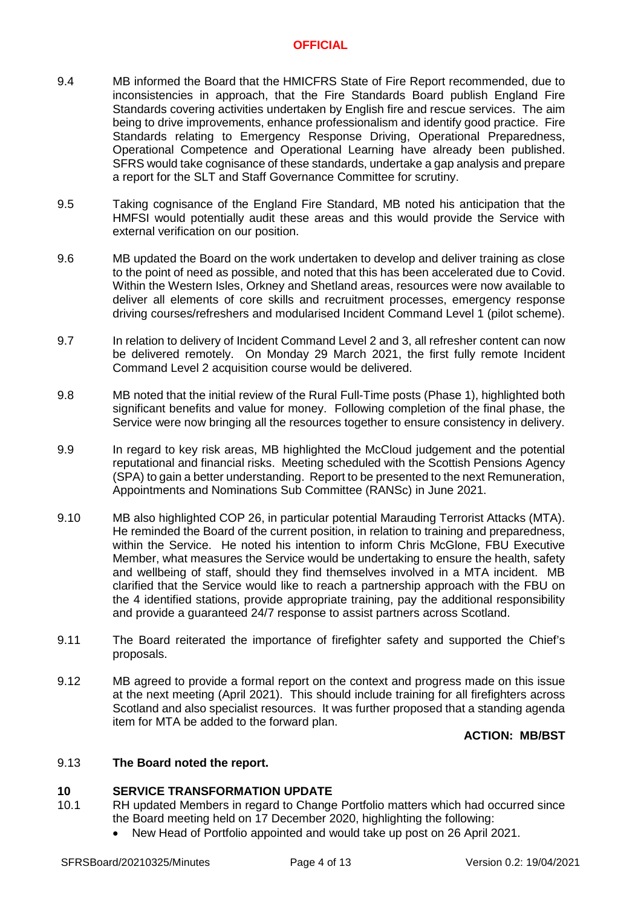9.4 MB informed the Board that the HMICFRS State of Fire Report recommended, due to inconsistencies in approach, that the Fire Standards Board publish England Fire Standards covering activities undertaken by English fire and rescue services. The aim being to drive improvements, enhance professionalism and identify good practice. Fire Standards relating to Emergency Response Driving, Operational Preparedness, Operational Competence and Operational Learning have already been published. SFRS would take cognisance of these standards, undertake a gap analysis and prepare a report for the SLT and Staff Governance Committee for scrutiny.

9.5 Taking cognisance of the England Fire Standard, MB noted his anticipation that the HMFSI would potentially audit these areas and this would provide the Service with external verification on our position.

9.6 MB updated the Board on the work undertaken to develop and deliver training as close to the point of need as possible, and noted that this has been accelerated due to Covid. Within the Western Isles, Orkney and Shetland areas, resources were now available to deliver all elements of core skills and recruitment processes, emergency response driving courses/refreshers and modularised Incident Command Level 1 (pilot scheme).

9.7 In relation to delivery of Incident Command Level 2 and 3, all refresher content can now be delivered remotely. On Monday 29 March 2021, the first fully remote Incident Command Level 2 acquisition course would be delivered.

9.8 MB noted that the initial review of the Rural Full-Time posts (Phase 1), highlighted both significant benefits and value for money. Following completion of the final phase, the Service were now bringing all the resources together to ensure consistency in delivery.

9.9 In regard to key risk areas, MB highlighted the McCloud judgement and the potential reputational and financial risks. Meeting scheduled with the Scottish Pensions Agency (SPA) to gain a better understanding. Report to be presented to the next Remuneration, Appointments and Nominations Sub Committee (RANSc) in June 2021.

9.10 MB also highlighted COP 26, in particular potential Marauding Terrorist Attacks (MTA). He reminded the Board of the current position, in relation to training and preparedness, within the Service. He noted his intention to inform Chris McGlone, FBU Executive Member, what measures the Service would be undertaking to ensure the health, safety and wellbeing of staff, should they find themselves involved in a MTA incident. MB clarified that the Service would like to reach a partnership approach with the FBU on the 4 identified stations, provide appropriate training, pay the additional responsibility and provide a guaranteed 24/7 response to assist partners across Scotland.

9.11 The Board reiterated the importance of firefighter safety and supported the Chief's proposals.

9.12 MB agreed to provide a formal report on the context and progress made on this issue at the next meeting (April 2021). This should include training for all firefighters across Scotland and also specialist resources. It was further proposed that a standing agenda item for MTA be added to the forward plan.

**ACTION: MB/BST**

9.13 **The Board noted the report.**

## 10 SERVICE TRANSFORMATION UPDATE

10.1 RH updated Members in regard to Change Portfolio matters which had occurred since the Board meeting held on 17 December 2020, highlighting the following:

- New Head of Portfolio appointed and would take up post on 26 April 2021.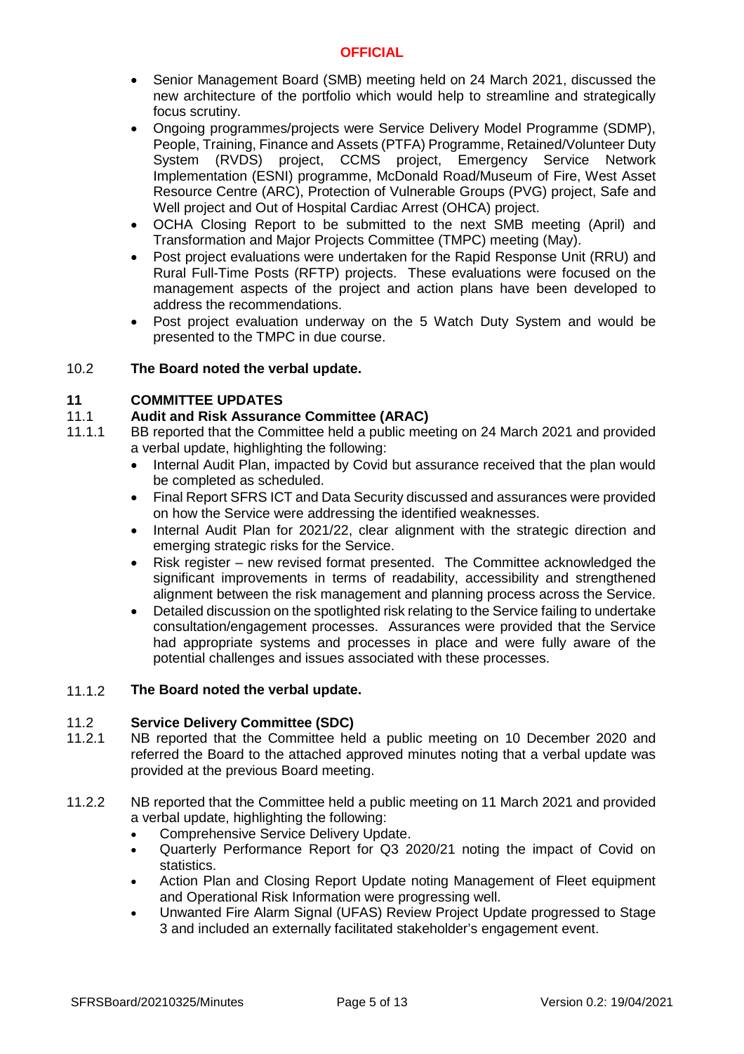- Senior Management Board (SMB) meeting held on 24 March 2021, discussed the new architecture of the portfolio which would help to streamline and strategically focus scrutiny.
- Ongoing programmes/projects were Service Delivery Model Programme (SDMP), People, Training, Finance and Assets (PTFA) Programme, Retained/Volunteer Duty System (RVDS) project, CCMS project, Emergency Service Network Implementation (ESNI) programme, McDonald Road/Museum of Fire, West Asset Resource Centre (ARC), Protection of Vulnerable Groups (PVG) project, Safe and Well project and Out of Hospital Cardiac Arrest (OHCA) project.
- OCHA Closing Report to be submitted to the next SMB meeting (April) and Transformation and Major Projects Committee (TMPC) meeting (May).
- Post project evaluations were undertaken for the Rapid Response Unit (RRU) and Rural Full-Time Posts (RFTP) projects. These evaluations were focused on the management aspects of the project and action plans have been developed to address the recommendations.
- Post project evaluation underway on the 5 Watch Duty System and would be presented to the TMPC in due course.

10.2 **The Board noted the verbal update.**

## 11 COMMITTEE UPDATES

### 11.1 Audit and Risk Assurance Committee (ARAC)

11.1.1 BB reported that the Committee held a public meeting on 24 March 2021 and provided a verbal update, highlighting the following:

- Internal Audit Plan, impacted by Covid but assurance received that the plan would be completed as scheduled.
- Final Report SFRS ICT and Data Security discussed and assurances were provided on how the Service were addressing the identified weaknesses.
- Internal Audit Plan for 2021/22, clear alignment with the strategic direction and emerging strategic risks for the Service.
- Risk register – new revised format presented. The Committee acknowledged the significant improvements in terms of readability, accessibility and strengthened alignment between the risk management and planning process across the Service.
- Detailed discussion on the spotlighted risk relating to the Service failing to undertake consultation/engagement processes. Assurances were provided that the Service had appropriate systems and processes in place and were fully aware of the potential challenges and issues associated with these processes.

11.1.2 **The Board noted the verbal update.**

### 11.2 Service Delivery Committee (SDC)

11.2.1 NB reported that the Committee held a public meeting on 10 December 2020 and referred the Board to the attached approved minutes noting that a verbal update was provided at the previous Board meeting.

11.2.2 NB reported that the Committee held a public meeting on 11 March 2021 and provided a verbal update, highlighting the following:

- Comprehensive Service Delivery Update.
- Quarterly Performance Report for Q3 2020/21 noting the impact of Covid on statistics.
- Action Plan and Closing Report Update noting Management of Fleet equipment and Operational Risk Information were progressing well.
- Unwanted Fire Alarm Signal (UFAS) Review Project Update progressed to Stage 3 and included an externally facilitated stakeholder's engagement event.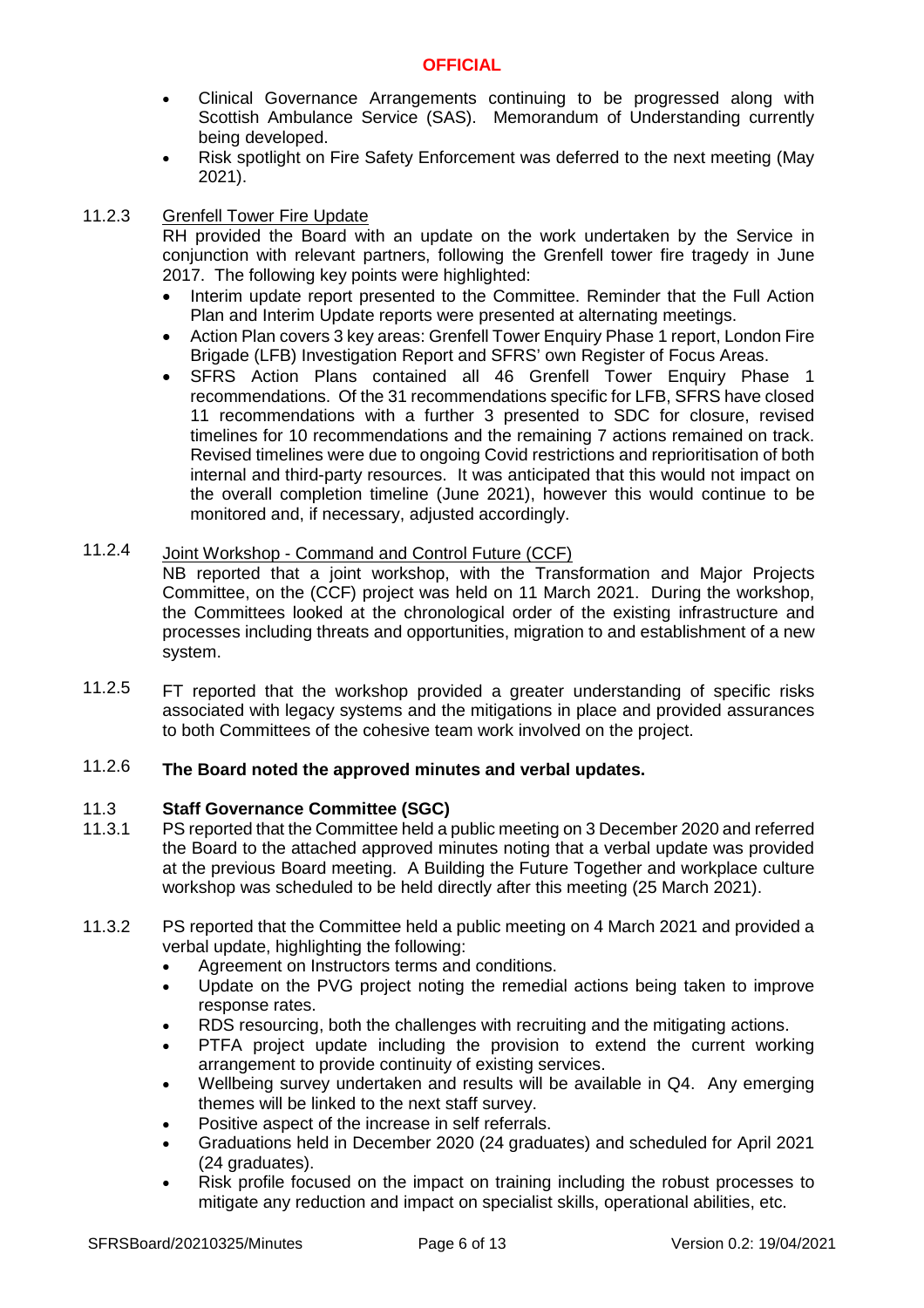- Clinical Governance Arrangements continuing to be progressed along with Scottish Ambulance Service (SAS). Memorandum of Understanding currently being developed.
- Risk spotlight on Fire Safety Enforcement was deferred to the next meeting (May 2021).

11.2.3 Grenfell Tower Fire Update

RH provided the Board with an update on the work undertaken by the Service in conjunction with relevant partners, following the Grenfell tower fire tragedy in June 2017. The following key points were highlighted:

- Interim update report presented to the Committee. Reminder that the Full Action Plan and Interim Update reports were presented at alternating meetings.
- Action Plan covers 3 key areas: Grenfell Tower Enquiry Phase 1 report, London Fire Brigade (LFB) Investigation Report and SFRS' own Register of Focus Areas.
- SFRS Action Plans contained all 46 Grenfell Tower Enquiry Phase 1 recommendations. Of the 31 recommendations specific for LFB, SFRS have closed 11 recommendations with a further 3 presented to SDC for closure, revised timelines for 10 recommendations and the remaining 7 actions remained on track. Revised timelines were due to ongoing Covid restrictions and reprioritisation of both internal and third-party resources. It was anticipated that this would not impact on the overall completion timeline (June 2021), however this would continue to be monitored and, if necessary, adjusted accordingly.

11.2.4 Joint Workshop - Command and Control Future (CCF)

NB reported that a joint workshop, with the Transformation and Major Projects Committee, on the (CCF) project was held on 11 March 2021. During the workshop, the Committees looked at the chronological order of the existing infrastructure and processes including threats and opportunities, migration to and establishment of a new system.

11.2.5 FT reported that the workshop provided a greater understanding of specific risks associated with legacy systems and the mitigations in place and provided assurances to both Committees of the cohesive team work involved on the project.

11.2.6 **The Board noted the approved minutes and verbal updates.**

### 11.3 Staff Governance Committee (SGC)

11.3.1 PS reported that the Committee held a public meeting on 3 December 2020 and referred the Board to the attached approved minutes noting that a verbal update was provided at the previous Board meeting. A Building the Future Together and workplace culture workshop was scheduled to be held directly after this meeting (25 March 2021).

11.3.2 PS reported that the Committee held a public meeting on 4 March 2021 and provided a verbal update, highlighting the following:

- Agreement on Instructors terms and conditions.
- Update on the PVG project noting the remedial actions being taken to improve response rates.
- RDS resourcing, both the challenges with recruiting and the mitigating actions.
- PTFA project update including the provision to extend the current working arrangement to provide continuity of existing services.
- Wellbeing survey undertaken and results will be available in Q4. Any emerging themes will be linked to the next staff survey.
- Positive aspect of the increase in self referrals.
- Graduations held in December 2020 (24 graduates) and scheduled for April 2021 (24 graduates).
- Risk profile focused on the impact on training including the robust processes to mitigate any reduction and impact on specialist skills, operational abilities, etc.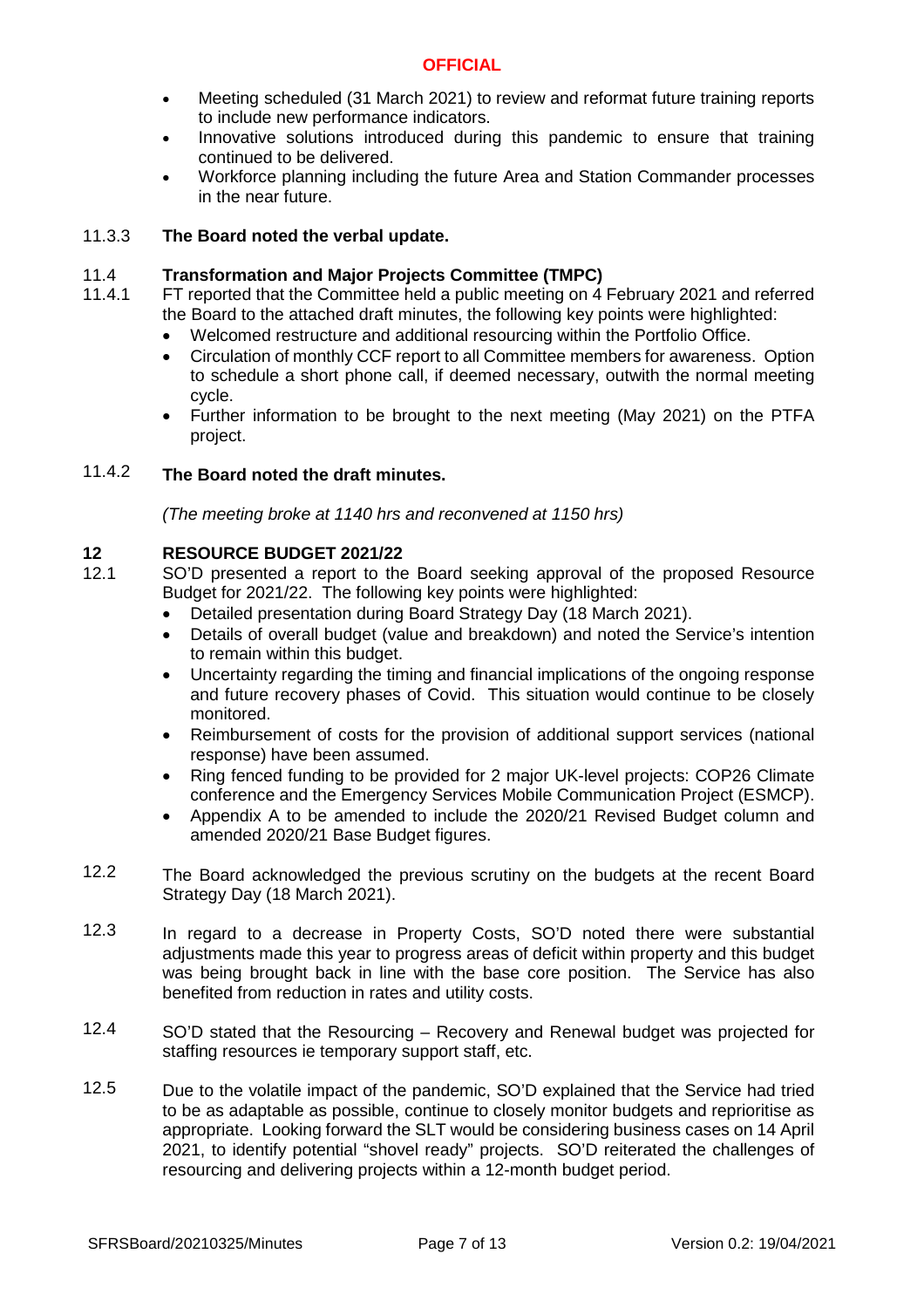- Meeting scheduled (31 March 2021) to review and reformat future training reports to include new performance indicators.
- Innovative solutions introduced during this pandemic to ensure that training continued to be delivered.
- Workforce planning including the future Area and Station Commander processes in the near future.

11.3.3 **The Board noted the verbal update.**

11.4 **Transformation and Major Projects Committee (TMPC)**

11.4.1 FT reported that the Committee held a public meeting on 4 February 2021 and referred the Board to the attached draft minutes, the following key points were highlighted:

- Welcomed restructure and additional resourcing within the Portfolio Office.
- Circulation of monthly CCF report to all Committee members for awareness. Option to schedule a short phone call, if deemed necessary, outwith the normal meeting cycle.
- Further information to be brought to the next meeting (May 2021) on the PTFA project.

11.4.2 **The Board noted the draft minutes.**

*(The meeting broke at 1140 hrs and reconvened at 1150 hrs)*

## 12 RESOURCE BUDGET 2021/22

12.1 SO'D presented a report to the Board seeking approval of the proposed Resource Budget for 2021/22. The following key points were highlighted:

- Detailed presentation during Board Strategy Day (18 March 2021).
- Details of overall budget (value and breakdown) and noted the Service's intention to remain within this budget.
- Uncertainty regarding the timing and financial implications of the ongoing response and future recovery phases of Covid. This situation would continue to be closely monitored.
- Reimbursement of costs for the provision of additional support services (national response) have been assumed.
- Ring fenced funding to be provided for 2 major UK-level projects: COP26 Climate conference and the Emergency Services Mobile Communication Project (ESMCP).
- Appendix A to be amended to include the 2020/21 Revised Budget column and amended 2020/21 Base Budget figures.

12.2 The Board acknowledged the previous scrutiny on the budgets at the recent Board Strategy Day (18 March 2021).

12.3 In regard to a decrease in Property Costs, SO'D noted there were substantial adjustments made this year to progress areas of deficit within property and this budget was being brought back in line with the base core position. The Service has also benefited from reduction in rates and utility costs.

12.4 SO'D stated that the Resourcing – Recovery and Renewal budget was projected for staffing resources ie temporary support staff, etc.

12.5 Due to the volatile impact of the pandemic, SO'D explained that the Service had tried to be as adaptable as possible, continue to closely monitor budgets and reprioritise as appropriate. Looking forward the SLT would be considering business cases on 14 April 2021, to identify potential "shovel ready" projects. SO'D reiterated the challenges of resourcing and delivering projects within a 12-month budget period.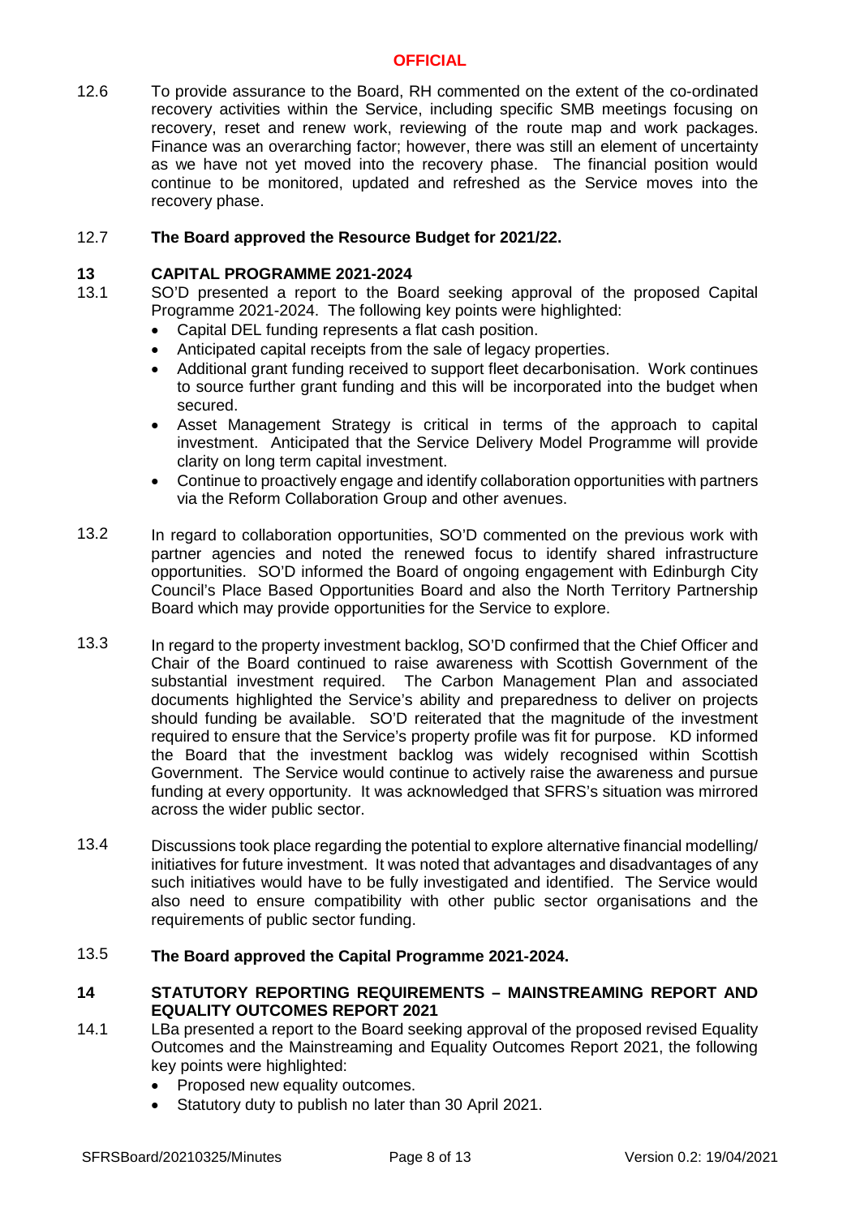12.6 To provide assurance to the Board, RH commented on the extent of the co-ordinated recovery activities within the Service, including specific SMB meetings focusing on recovery, reset and renew work, reviewing of the route map and work packages. Finance was an overarching factor; however, there was still an element of uncertainty as we have not yet moved into the recovery phase. The financial position would continue to be monitored, updated and refreshed as the Service moves into the recovery phase.

12.7 **The Board approved the Resource Budget for 2021/22.**

## 13 CAPITAL PROGRAMME 2021-2024

13.1 SO'D presented a report to the Board seeking approval of the proposed Capital Programme 2021-2024. The following key points were highlighted:

- Capital DEL funding represents a flat cash position.
- Anticipated capital receipts from the sale of legacy properties.
- Additional grant funding received to support fleet decarbonisation. Work continues to source further grant funding and this will be incorporated into the budget when secured.
- Asset Management Strategy is critical in terms of the approach to capital investment. Anticipated that the Service Delivery Model Programme will provide clarity on long term capital investment.
- Continue to proactively engage and identify collaboration opportunities with partners via the Reform Collaboration Group and other avenues.

13.2 In regard to collaboration opportunities, SO'D commented on the previous work with partner agencies and noted the renewed focus to identify shared infrastructure opportunities. SO'D informed the Board of ongoing engagement with Edinburgh City Council's Place Based Opportunities Board and also the North Territory Partnership Board which may provide opportunities for the Service to explore.

13.3 In regard to the property investment backlog, SO'D confirmed that the Chief Officer and Chair of the Board continued to raise awareness with Scottish Government of the substantial investment required. The Carbon Management Plan and associated documents highlighted the Service's ability and preparedness to deliver on projects should funding be available. SO'D reiterated that the magnitude of the investment required to ensure that the Service's property profile was fit for purpose. KD informed the Board that the investment backlog was widely recognised within Scottish Government. The Service would continue to actively raise the awareness and pursue funding at every opportunity. It was acknowledged that SFRS's situation was mirrored across the wider public sector.

13.4 Discussions took place regarding the potential to explore alternative financial modelling/ initiatives for future investment. It was noted that advantages and disadvantages of any such initiatives would have to be fully investigated and identified. The Service would also need to ensure compatibility with other public sector organisations and the requirements of public sector funding.

13.5 **The Board approved the Capital Programme 2021-2024.**

## 14 STATUTORY REPORTING REQUIREMENTS – MAINSTREAMING REPORT AND EQUALITY OUTCOMES REPORT 2021

14.1 LBa presented a report to the Board seeking approval of the proposed revised Equality Outcomes and the Mainstreaming and Equality Outcomes Report 2021, the following key points were highlighted:

- Proposed new equality outcomes.
- Statutory duty to publish no later than 30 April 2021.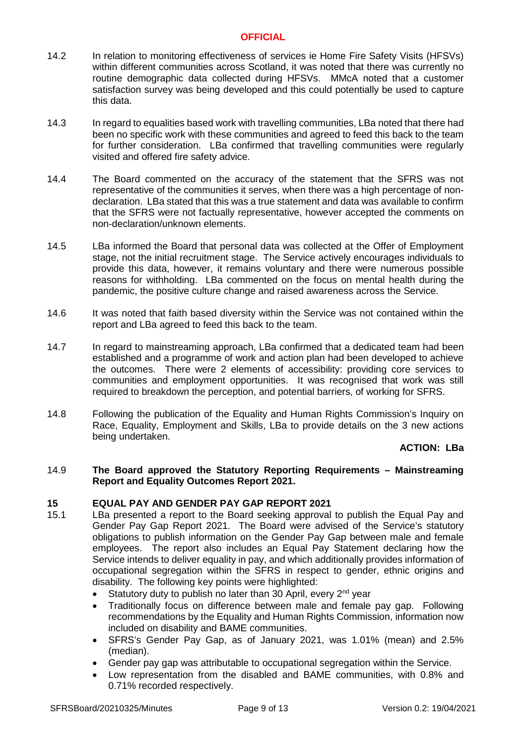14.2 In relation to monitoring effectiveness of services ie Home Fire Safety Visits (HFSVs) within different communities across Scotland, it was noted that there was currently no routine demographic data collected during HFSVs. MMcA noted that a customer satisfaction survey was being developed and this could potentially be used to capture this data.

14.3 In regard to equalities based work with travelling communities, LBa noted that there had been no specific work with these communities and agreed to feed this back to the team for further consideration. LBa confirmed that travelling communities were regularly visited and offered fire safety advice.

14.4 The Board commented on the accuracy of the statement that the SFRS was not representative of the communities it serves, when there was a high percentage of non-declaration. LBa stated that this was a true statement and data was available to confirm that the SFRS were not factually representative, however accepted the comments on non-declaration/unknown elements.

14.5 LBa informed the Board that personal data was collected at the Offer of Employment stage, not the initial recruitment stage. The Service actively encourages individuals to provide this data, however, it remains voluntary and there were numerous possible reasons for withholding. LBa commented on the focus on mental health during the pandemic, the positive culture change and raised awareness across the Service.

14.6 It was noted that faith based diversity within the Service was not contained within the report and LBa agreed to feed this back to the team.

14.7 In regard to mainstreaming approach, LBa confirmed that a dedicated team had been established and a programme of work and action plan had been developed to achieve the outcomes. There were 2 elements of accessibility: providing core services to communities and employment opportunities. It was recognised that work was still required to breakdown the perception, and potential barriers, of working for SFRS.

14.8 Following the publication of the Equality and Human Rights Commission's Inquiry on Race, Equality, Employment and Skills, LBa to provide details on the 3 new actions being undertaken.

**ACTION: LBa**

14.9 **The Board approved the Statutory Reporting Requirements – Mainstreaming Report and Equality Outcomes Report 2021.**

## 15 EQUAL PAY AND GENDER PAY GAP REPORT 2021

15.1 LBa presented a report to the Board seeking approval to publish the Equal Pay and Gender Pay Gap Report 2021. The Board were advised of the Service's statutory obligations to publish information on the Gender Pay Gap between male and female employees. The report also includes an Equal Pay Statement declaring how the Service intends to deliver equality in pay, and which additionally provides information of occupational segregation within the SFRS in respect to gender, ethnic origins and disability. The following key points were highlighted:

- Statutory duty to publish no later than 30 April, every 2nd year
- Traditionally focus on difference between male and female pay gap. Following recommendations by the Equality and Human Rights Commission, information now included on disability and BAME communities.
- SFRS's Gender Pay Gap, as of January 2021, was 1.01% (mean) and 2.5% (median).
- Gender pay gap was attributable to occupational segregation within the Service.
- Low representation from the disabled and BAME communities, with 0.8% and 0.71% recorded respectively.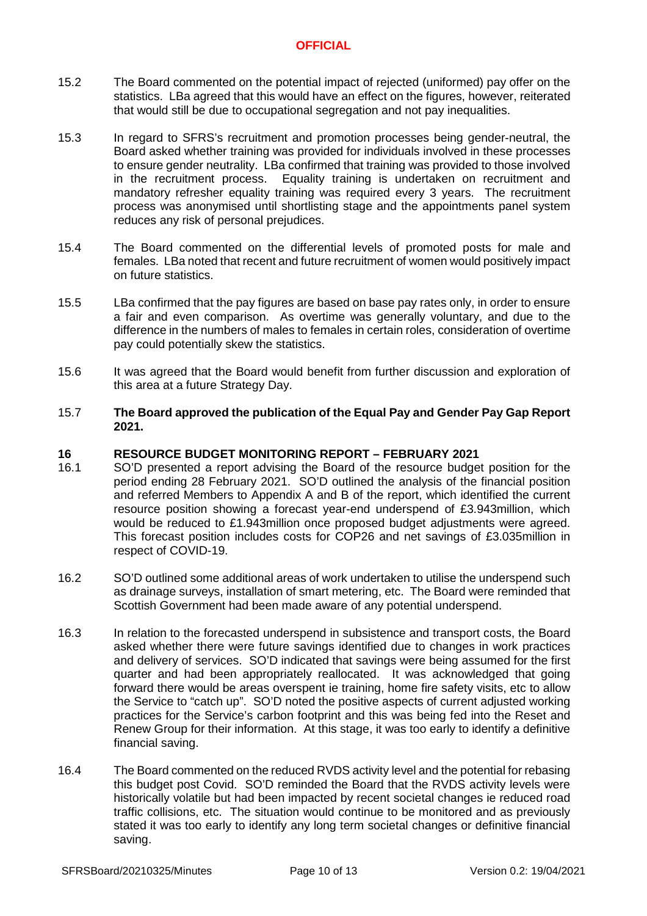15.2 The Board commented on the potential impact of rejected (uniformed) pay offer on the statistics. LBa agreed that this would have an effect on the figures, however, reiterated that would still be due to occupational segregation and not pay inequalities.

15.3 In regard to SFRS's recruitment and promotion processes being gender-neutral, the Board asked whether training was provided for individuals involved in these processes to ensure gender neutrality. LBa confirmed that training was provided to those involved in the recruitment process. Equality training is undertaken on recruitment and mandatory refresher equality training was required every 3 years. The recruitment process was anonymised until shortlisting stage and the appointments panel system reduces any risk of personal prejudices.

15.4 The Board commented on the differential levels of promoted posts for male and females. LBa noted that recent and future recruitment of women would positively impact on future statistics.

15.5 LBa confirmed that the pay figures are based on base pay rates only, in order to ensure a fair and even comparison. As overtime was generally voluntary, and due to the difference in the numbers of males to females in certain roles, consideration of overtime pay could potentially skew the statistics.

15.6 It was agreed that the Board would benefit from further discussion and exploration of this area at a future Strategy Day.

15.7 **The Board approved the publication of the Equal Pay and Gender Pay Gap Report 2021.**

## 16 RESOURCE BUDGET MONITORING REPORT – FEBRUARY 2021

16.1 SO'D presented a report advising the Board of the resource budget position for the period ending 28 February 2021. SO'D outlined the analysis of the financial position and referred Members to Appendix A and B of the report, which identified the current resource position showing a forecast year-end underspend of £3.943million, which would be reduced to £1.943million once proposed budget adjustments were agreed. This forecast position includes costs for COP26 and net savings of £3.035million in respect of COVID-19.

16.2 SO'D outlined some additional areas of work undertaken to utilise the underspend such as drainage surveys, installation of smart metering, etc. The Board were reminded that Scottish Government had been made aware of any potential underspend.

16.3 In relation to the forecasted underspend in subsistence and transport costs, the Board asked whether there were future savings identified due to changes in work practices and delivery of services. SO'D indicated that savings were being assumed for the first quarter and had been appropriately reallocated. It was acknowledged that going forward there would be areas overspent ie training, home fire safety visits, etc to allow the Service to "catch up". SO'D noted the positive aspects of current adjusted working practices for the Service's carbon footprint and this was being fed into the Reset and Renew Group for their information. At this stage, it was too early to identify a definitive financial saving.

16.4 The Board commented on the reduced RVDS activity level and the potential for rebasing this budget post Covid. SO'D reminded the Board that the RVDS activity levels were historically volatile but had been impacted by recent societal changes ie reduced road traffic collisions, etc. The situation would continue to be monitored and as previously stated it was too early to identify any long term societal changes or definitive financial saving.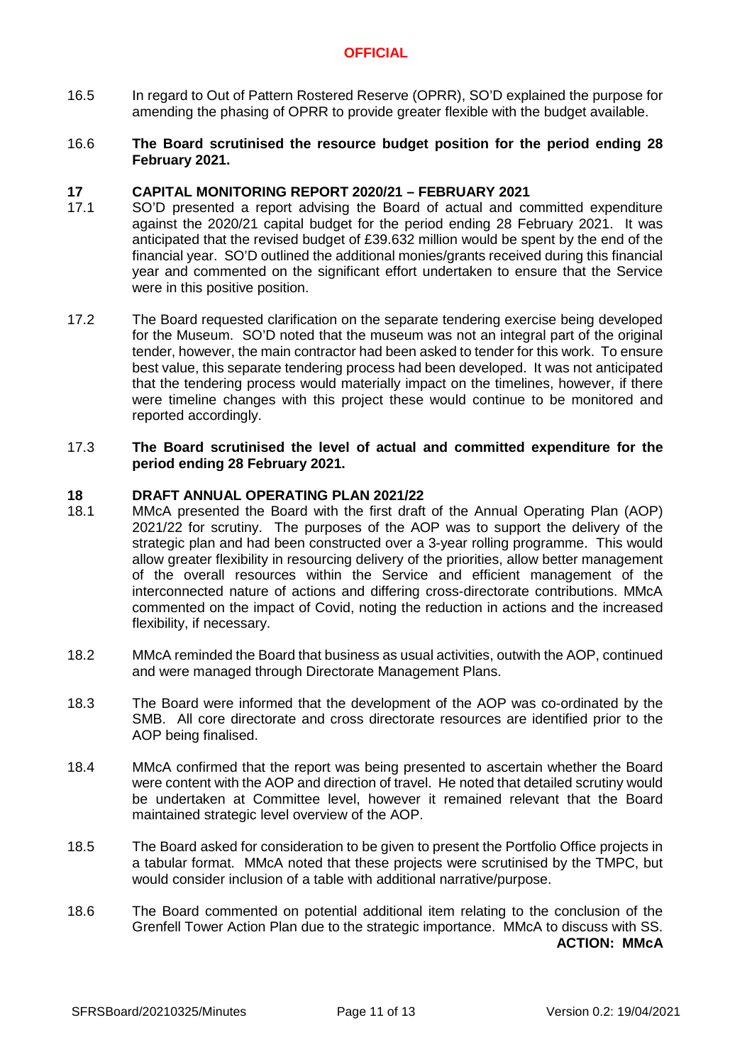16.5 In regard to Out of Pattern Rostered Reserve (OPRR), SO'D explained the purpose for amending the phasing of OPRR to provide greater flexible with the budget available.

16.6 **The Board scrutinised the resource budget position for the period ending 28 February 2021.**

## 17 CAPITAL MONITORING REPORT 2020/21 – FEBRUARY 2021

17.1 SO'D presented a report advising the Board of actual and committed expenditure against the 2020/21 capital budget for the period ending 28 February 2021. It was anticipated that the revised budget of £39.632 million would be spent by the end of the financial year. SO'D outlined the additional monies/grants received during this financial year and commented on the significant effort undertaken to ensure that the Service were in this positive position.

17.2 The Board requested clarification on the separate tendering exercise being developed for the Museum. SO'D noted that the museum was not an integral part of the original tender, however, the main contractor had been asked to tender for this work. To ensure best value, this separate tendering process had been developed. It was not anticipated that the tendering process would materially impact on the timelines, however, if there were timeline changes with this project these would continue to be monitored and reported accordingly.

17.3 **The Board scrutinised the level of actual and committed expenditure for the period ending 28 February 2021.**

## 18 DRAFT ANNUAL OPERATING PLAN 2021/22

18.1 MMcA presented the Board with the first draft of the Annual Operating Plan (AOP) 2021/22 for scrutiny. The purposes of the AOP was to support the delivery of the strategic plan and had been constructed over a 3-year rolling programme. This would allow greater flexibility in resourcing delivery of the priorities, allow better management of the overall resources within the Service and efficient management of the interconnected nature of actions and differing cross-directorate contributions. MMcA commented on the impact of Covid, noting the reduction in actions and the increased flexibility, if necessary.

18.2 MMcA reminded the Board that business as usual activities, outwith the AOP, continued and were managed through Directorate Management Plans.

18.3 The Board were informed that the development of the AOP was co-ordinated by the SMB. All core directorate and cross directorate resources are identified prior to the AOP being finalised.

18.4 MMcA confirmed that the report was being presented to ascertain whether the Board were content with the AOP and direction of travel. He noted that detailed scrutiny would be undertaken at Committee level, however it remained relevant that the Board maintained strategic level overview of the AOP.

18.5 The Board asked for consideration to be given to present the Portfolio Office projects in a tabular format. MMcA noted that these projects were scrutinised by the TMPC, but would consider inclusion of a table with additional narrative/purpose.

18.6 The Board commented on potential additional item relating to the conclusion of the Grenfell Tower Action Plan due to the strategic importance. MMcA to discuss with SS.

**ACTION: MMcA**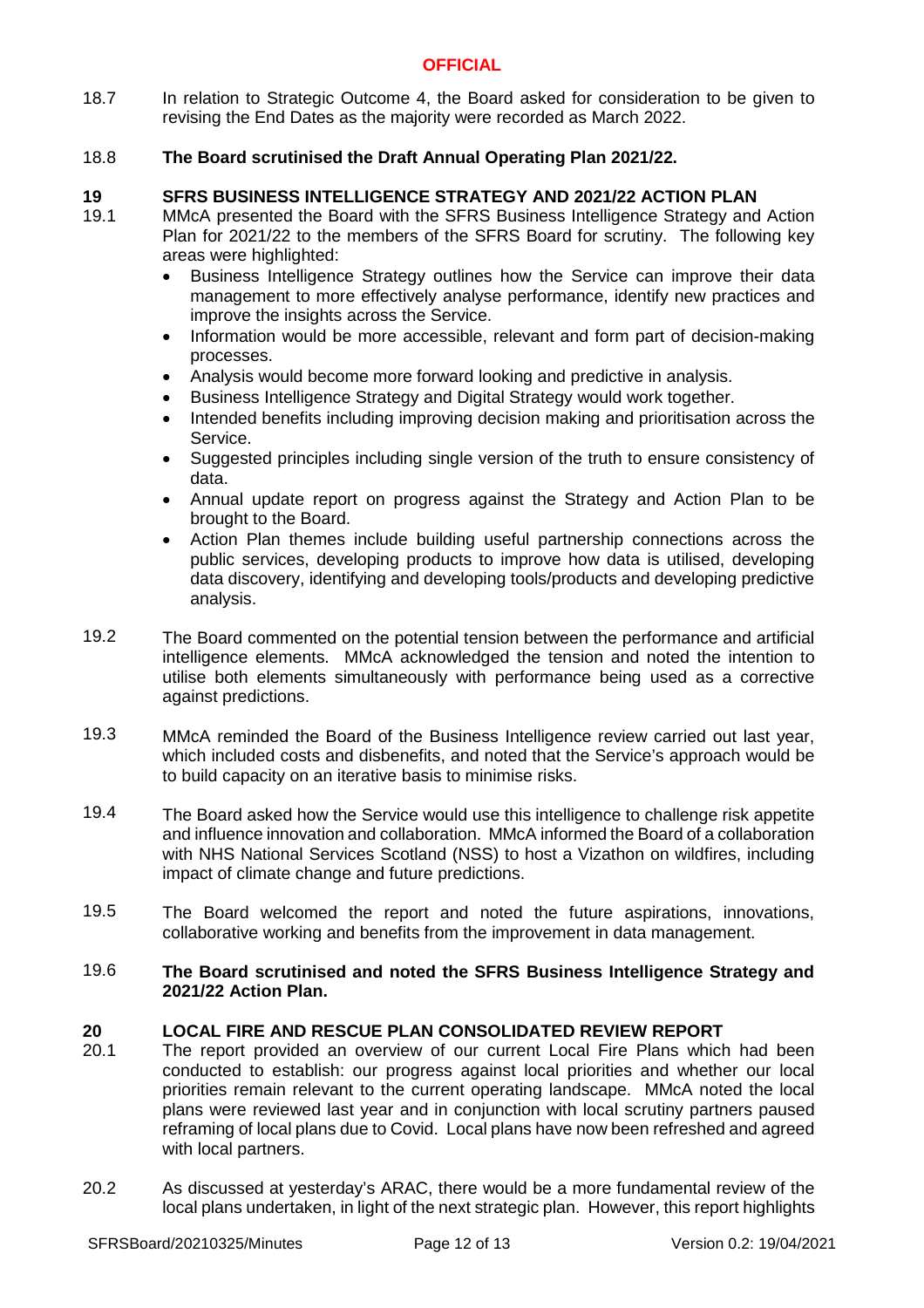18.7 In relation to Strategic Outcome 4, the Board asked for consideration to be given to revising the End Dates as the majority were recorded as March 2022.

18.8 **The Board scrutinised the Draft Annual Operating Plan 2021/22.**

## 19 SFRS BUSINESS INTELLIGENCE STRATEGY AND 2021/22 ACTION PLAN

19.1 MMcA presented the Board with the SFRS Business Intelligence Strategy and Action Plan for 2021/22 to the members of the SFRS Board for scrutiny. The following key areas were highlighted:

- Business Intelligence Strategy outlines how the Service can improve their data management to more effectively analyse performance, identify new practices and improve the insights across the Service.
- Information would be more accessible, relevant and form part of decision-making processes.
- Analysis would become more forward looking and predictive in analysis.
- Business Intelligence Strategy and Digital Strategy would work together.
- Intended benefits including improving decision making and prioritisation across the Service.
- Suggested principles including single version of the truth to ensure consistency of data.
- Annual update report on progress against the Strategy and Action Plan to be brought to the Board.
- Action Plan themes include building useful partnership connections across the public services, developing products to improve how data is utilised, developing data discovery, identifying and developing tools/products and developing predictive analysis.

19.2 The Board commented on the potential tension between the performance and artificial intelligence elements. MMcA acknowledged the tension and noted the intention to utilise both elements simultaneously with performance being used as a corrective against predictions.

19.3 MMcA reminded the Board of the Business Intelligence review carried out last year, which included costs and disbenefits, and noted that the Service's approach would be to build capacity on an iterative basis to minimise risks.

19.4 The Board asked how the Service would use this intelligence to challenge risk appetite and influence innovation and collaboration. MMcA informed the Board of a collaboration with NHS National Services Scotland (NSS) to host a Vizathon on wildfires, including impact of climate change and future predictions.

19.5 The Board welcomed the report and noted the future aspirations, innovations, collaborative working and benefits from the improvement in data management.

19.6 **The Board scrutinised and noted the SFRS Business Intelligence Strategy and 2021/22 Action Plan.**

## 20 LOCAL FIRE AND RESCUE PLAN CONSOLIDATED REVIEW REPORT

20.1 The report provided an overview of our current Local Fire Plans which had been conducted to establish: our progress against local priorities and whether our local priorities remain relevant to the current operating landscape. MMcA noted the local plans were reviewed last year and in conjunction with local scrutiny partners paused reframing of local plans due to Covid. Local plans have now been refreshed and agreed with local partners.

20.2 As discussed at yesterday's ARAC, there would be a more fundamental review of the local plans undertaken, in light of the next strategic plan. However, this report highlights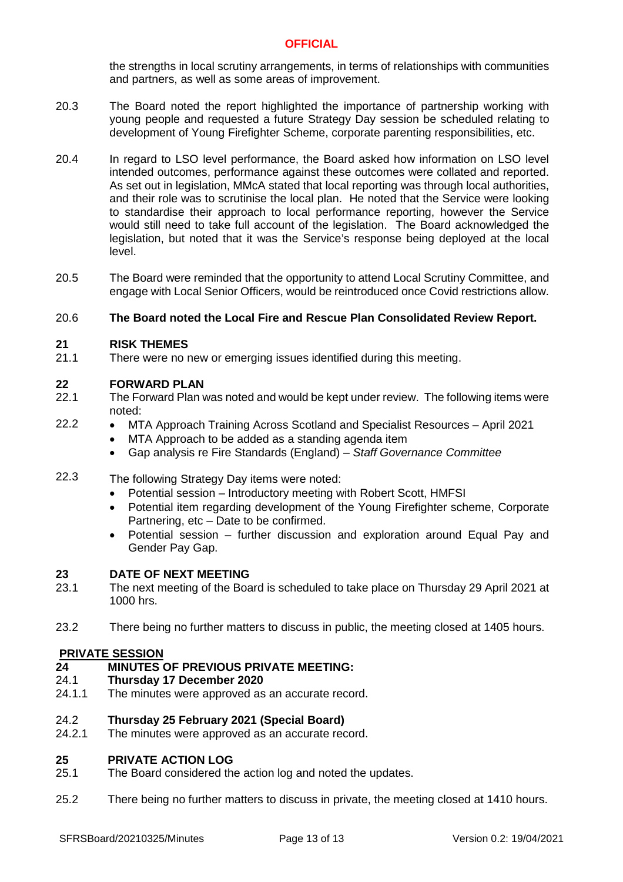the strengths in local scrutiny arrangements, in terms of relationships with communities and partners, as well as some areas of improvement.

20.3 The Board noted the report highlighted the importance of partnership working with young people and requested a future Strategy Day session be scheduled relating to development of Young Firefighter Scheme, corporate parenting responsibilities, etc.

20.4 In regard to LSO level performance, the Board asked how information on LSO level intended outcomes, performance against these outcomes were collated and reported. As set out in legislation, MMcA stated that local reporting was through local authorities, and their role was to scrutinise the local plan. He noted that the Service were looking to standardise their approach to local performance reporting, however the Service would still need to take full account of the legislation. The Board acknowledged the legislation, but noted that it was the Service's response being deployed at the local level.

20.5 The Board were reminded that the opportunity to attend Local Scrutiny Committee, and engage with Local Senior Officers, would be reintroduced once Covid restrictions allow.

20.6 **The Board noted the Local Fire and Rescue Plan Consolidated Review Report.**

## 21 RISK THEMES

21.1 There were no new or emerging issues identified during this meeting.

## 22 FORWARD PLAN

22.1 The Forward Plan was noted and would be kept under review. The following items were noted:

22.2
- MTA Approach Training Across Scotland and Specialist Resources – April 2021
- MTA Approach to be added as a standing agenda item
- Gap analysis re Fire Standards (England) – *Staff Governance Committee*

22.3 The following Strategy Day items were noted:
- Potential session – Introductory meeting with Robert Scott, HMFSI
- Potential item regarding development of the Young Firefighter scheme, Corporate Partnering, etc – Date to be confirmed.
- Potential session – further discussion and exploration around Equal Pay and Gender Pay Gap.

## 23 DATE OF NEXT MEETING

23.1 The next meeting of the Board is scheduled to take place on Thursday 29 April 2021 at 1000 hrs.

23.2 There being no further matters to discuss in public, the meeting closed at 1405 hours.

## PRIVATE SESSION

## 24 MINUTES OF PREVIOUS PRIVATE MEETING:

24.1 **Thursday 17 December 2020**

24.1.1 The minutes were approved as an accurate record.

24.2 **Thursday 25 February 2021 (Special Board)**

24.2.1 The minutes were approved as an accurate record.

## 25 PRIVATE ACTION LOG

25.1 The Board considered the action log and noted the updates.

25.2 There being no further matters to discuss in private, the meeting closed at 1410 hours.